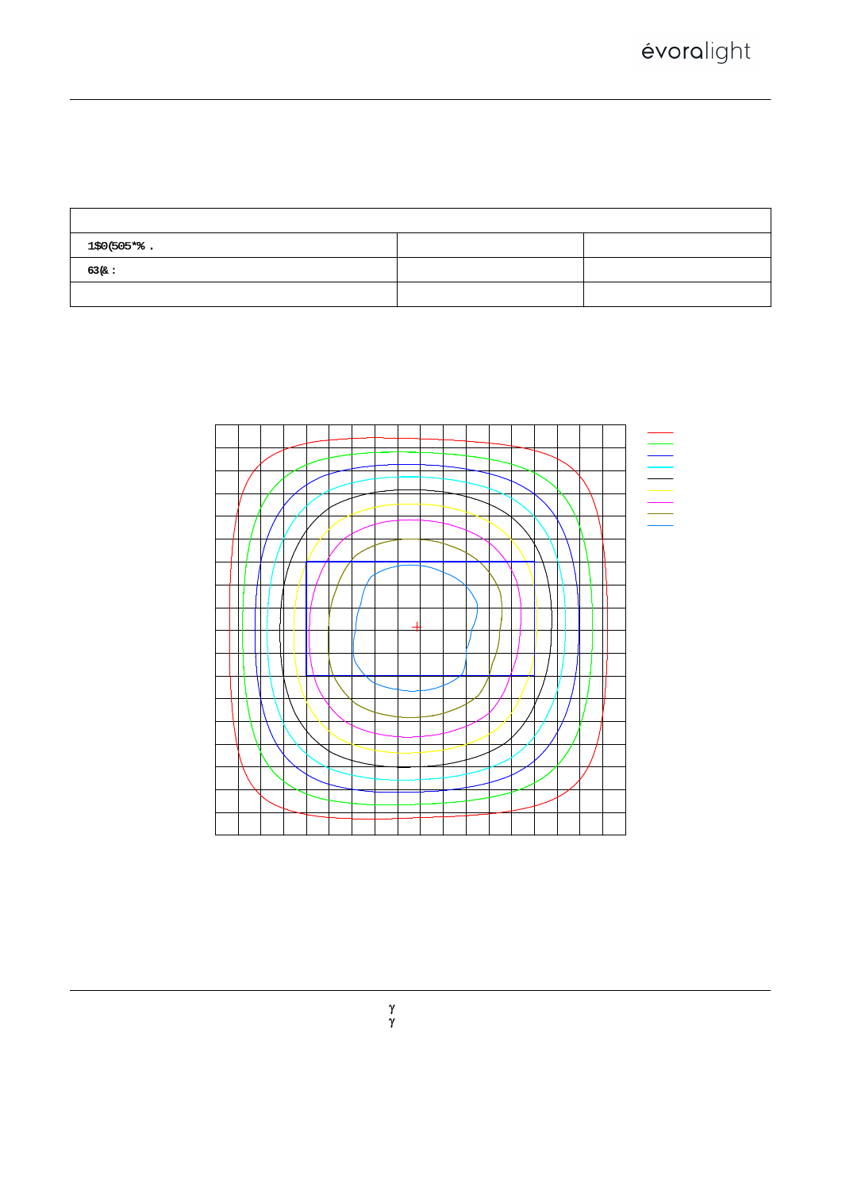| | | |
|---|---|---|
| 1$0(505*% . | | |
| 63(& : | | |
| | | |

γ

γ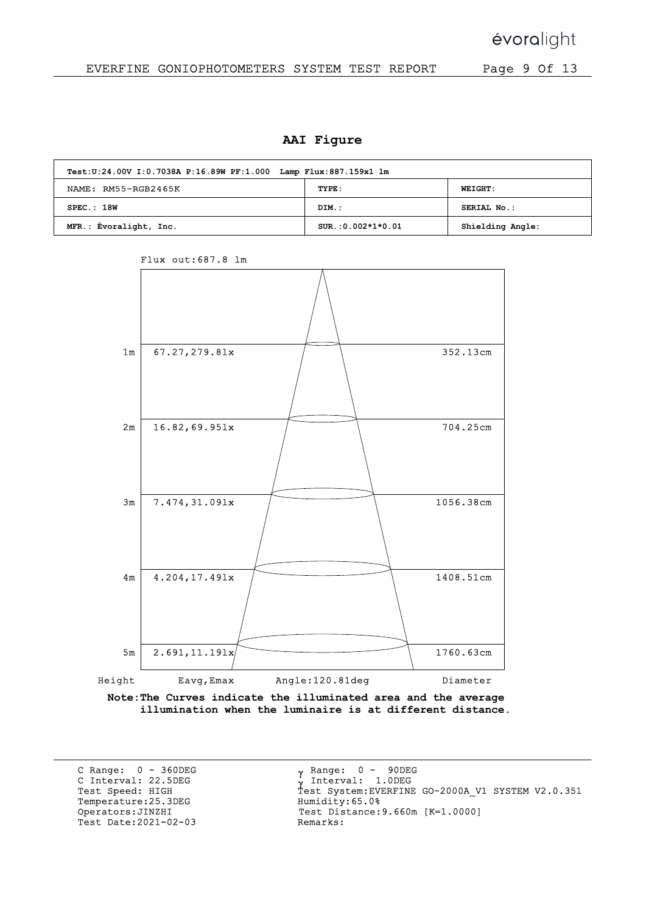## AAI Figure

| Test:U:24.00V I:0.7038A P:16.89W PF:1.000 Lamp Flux:887.159x1 lm | | |
|---|---|---|
| NAME: RM55-RGB2465K | TYPE: | WEIGHT: |
| SPEC.: 18W | DIM.: | SERIAL No.: |
| MFR.: Évoralight, Inc. | SUR.:0.002*1*0.01 | Shielding Angle: |

Flux out:687.8 lm

| Height | Eavg,Emax | Diameter |
|---|---|---|
| 1m | 67.27,279.8lx | 352.13cm |
| 2m | 16.82,69.95lx | 704.25cm |
| 3m | 7.474,31.09lx | 1056.38cm |
| 4m | 4.204,17.49lx | 1408.51cm |
| 5m | 2.691,11.19lx | 1760.63cm |

Angle:120.81deg

**Note:The Curves indicate the illuminated area and the average illumination when the luminaire is at different distance.**

C Range: 0 - 360DEG
C Interval: 22.5DEG
Test Speed: HIGH
Temperature:25.3DEG
Operators:JINZHI
Test Date:2021-02-03

$\gamma$ Range: 0 - 90DEG
$\gamma$ Interval: 1.0DEG
Test System:EVERFINE GO-2000A_V1 SYSTEM V2.0.351
Humidity:65.0%
Test Distance:9.660m [K=1.0000]
Remarks: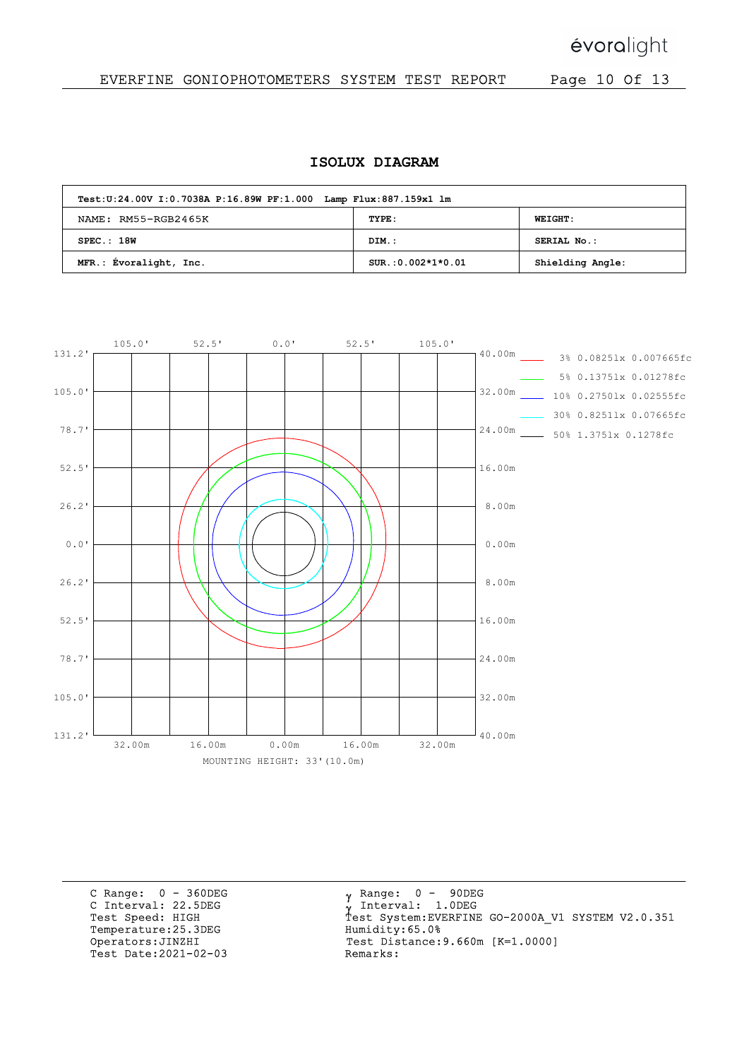# ISOLUX DIAGRAM

| Test:U:24.00V I:0.7038A P:16.89W PF:1.000 Lamp Flux:887.159x1 lm | | |
|---|---|---|
| NAME: RM55-RGB2465K | TYPE: | WEIGHT: |
| SPEC.: 18W | DIM.: | SERIAL No.: |
| MFR.: Évoralight, Inc. | SUR.:0.002*1*0.01 | Shielding Angle: |

3% 0.0825lx 0.007665fc
5% 0.1375lx 0.01278fc
10% 0.2750lx 0.02555fc
30% 0.8251lx 0.07665fc
50% 1.375lx 0.1278fc

MOUNTING HEIGHT: 33'(10.0m)

C Range: 0 - 360DEG
C Interval: 22.5DEG
Test Speed: HIGH
Temperature:25.3DEG
Operators:JINZHI
Test Date:2021-02-03

γ Range: 0 - 90DEG
γ Interval: 1.0DEG
Test System:EVERFINE GO-2000A_V1 SYSTEM V2.0.351
Humidity:65.0%
Test Distance:9.660m [K=1.0000]
Remarks: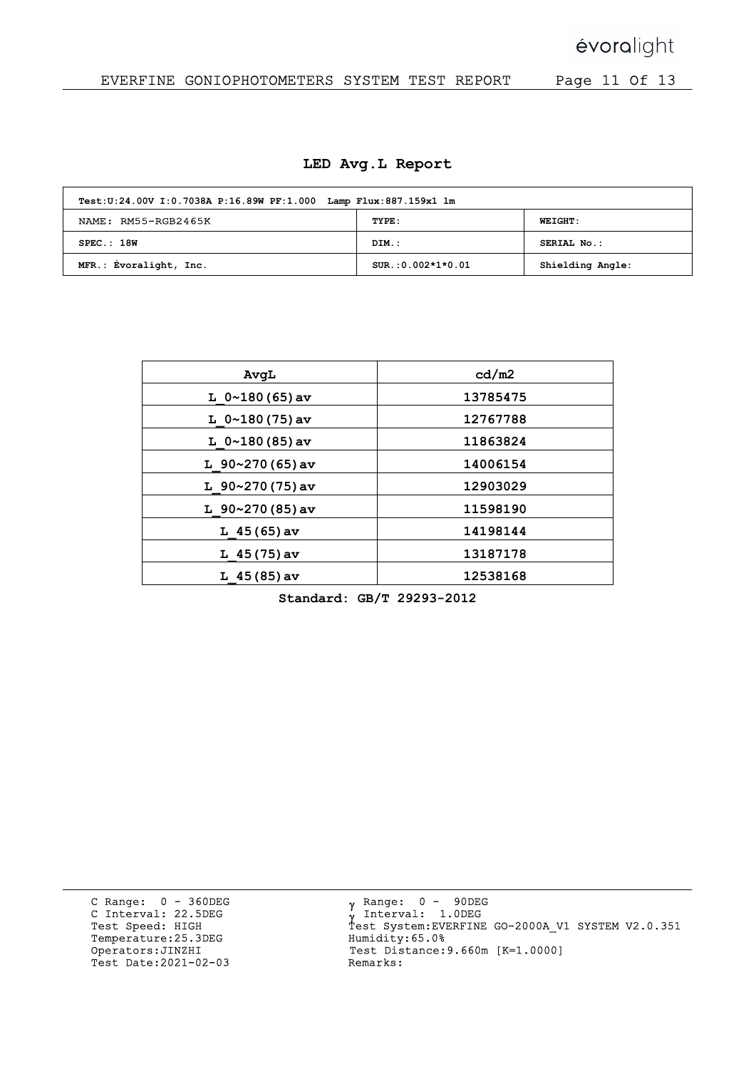## LED Avg.L Report

| Test:U:24.00V I:0.7038A P:16.89W PF:1.000 Lamp Flux:887.159x1 lm | | |
|---|---|---|
| NAME: RM55-RGB2465K | TYPE: | WEIGHT: |
| SPEC.: 18W | DIM.: | SERIAL No.: |
| MFR.: Évoralight, Inc. | SUR.:0.002*1*0.01 | Shielding Angle: |

| AvgL | cd/m2 |
|---|---|
| L_0~180(65)av | 13785475 |
| L_0~180(75)av | 12767788 |
| L_0~180(85)av | 11863824 |
| L_90~270(65)av | 14006154 |
| L_90~270(75)av | 12903029 |
| L_90~270(85)av | 11598190 |
| L_45(65)av | 14198144 |
| L_45(75)av | 13187178 |
| L_45(85)av | 12538168 |

**Standard: GB/T 29293-2012**

C Range: 0 - 360DEG
C Interval: 22.5DEG
Test Speed: HIGH
Temperature:25.3DEG
Operators:JINZHI
Test Date:2021-02-03

γ Range: 0 - 90DEG
γ Interval: 1.0DEG
Test System:EVERFINE GO-2000A_V1 SYSTEM V2.0.351
Humidity:65.0%
Test Distance:9.660m [K=1.0000]
Remarks: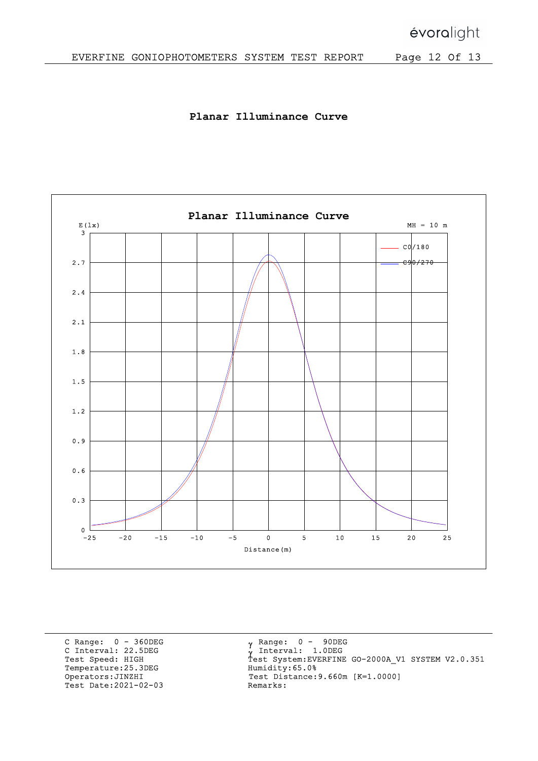# Planar Illuminance Curve

| | |
|---|---|
| C Range: 0 - 360DEG | γ Range: 0 - 90DEG |
| C Interval: 22.5DEG | γ Interval: 1.0DEG |
| Test Speed: HIGH | Test System:EVERFINE GO-2000A_V1 SYSTEM V2.0.351 |
| Temperature:25.3DEG | Humidity:65.0% |
| Operators:JINZHI | Test Distance:9.660m [K=1.0000] |
| Test Date:2021-02-03 | Remarks: |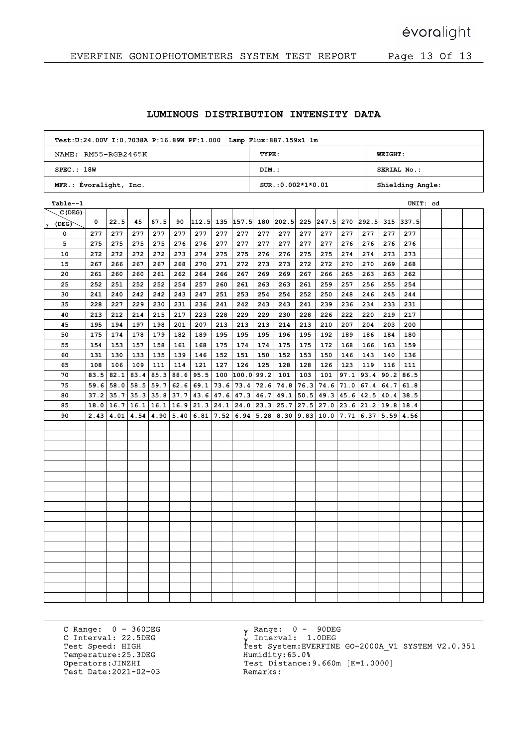## LUMINOUS DISTRIBUTION INTENSITY DATA

| Test:U:24.00V I:0.7038A P:16.89W PF:1.000 Lamp Flux:887.159x1 lm | | |
|---|---|---|
| NAME: RM55-RGB2465K | TYPE: | WEIGHT: |
| SPEC.: 18W | DIM.: | SERIAL No.: |
| MFR.: Évoralight, Inc. | SUR.:0.002*1*0.01 | Shielding Angle: |

Table--1 UNIT: cd

| γ (DEG) \ C(DEG) | 0 | 22.5 | 45 | 67.5 | 90 | 112.5 | 135 | 157.5 | 180 | 202.5 | 225 | 247.5 | 270 | 292.5 | 315 | 337.5 |
|---|---|---|---|---|---|---|---|---|---|---|---|---|---|---|---|---|
| 0 | 277 | 277 | 277 | 277 | 277 | 277 | 277 | 277 | 277 | 277 | 277 | 277 | 277 | 277 | 277 | 277 |
| 5 | 275 | 275 | 275 | 275 | 276 | 276 | 277 | 277 | 277 | 277 | 277 | 277 | 276 | 276 | 276 | 276 |
| 10 | 272 | 272 | 272 | 272 | 273 | 274 | 275 | 275 | 276 | 276 | 275 | 275 | 274 | 274 | 273 | 273 |
| 15 | 267 | 266 | 267 | 267 | 268 | 270 | 271 | 272 | 273 | 273 | 272 | 272 | 270 | 270 | 269 | 268 |
| 20 | 261 | 260 | 260 | 261 | 262 | 264 | 266 | 267 | 269 | 269 | 267 | 266 | 265 | 263 | 263 | 262 |
| 25 | 252 | 251 | 252 | 252 | 254 | 257 | 260 | 261 | 263 | 263 | 261 | 259 | 257 | 256 | 255 | 254 |
| 30 | 241 | 240 | 242 | 242 | 243 | 247 | 251 | 253 | 254 | 254 | 252 | 250 | 248 | 246 | 245 | 244 |
| 35 | 228 | 227 | 229 | 230 | 231 | 236 | 241 | 242 | 243 | 243 | 241 | 239 | 236 | 234 | 233 | 231 |
| 40 | 213 | 212 | 214 | 215 | 217 | 223 | 228 | 229 | 229 | 230 | 228 | 226 | 222 | 220 | 219 | 217 |
| 45 | 195 | 194 | 197 | 198 | 201 | 207 | 213 | 213 | 213 | 214 | 213 | 210 | 207 | 204 | 203 | 200 |
| 50 | 175 | 174 | 178 | 179 | 182 | 189 | 195 | 195 | 195 | 196 | 195 | 192 | 189 | 186 | 184 | 180 |
| 55 | 154 | 153 | 157 | 158 | 161 | 168 | 175 | 174 | 174 | 175 | 175 | 172 | 168 | 166 | 163 | 159 |
| 60 | 131 | 130 | 133 | 135 | 139 | 146 | 152 | 151 | 150 | 152 | 153 | 150 | 146 | 143 | 140 | 136 |
| 65 | 108 | 106 | 109 | 111 | 114 | 121 | 127 | 126 | 125 | 128 | 128 | 126 | 123 | 119 | 116 | 111 |
| 70 | 83.5 | 82.1 | 83.4 | 85.3 | 88.6 | 95.5 | 100 | 100.0 | 99.2 | 101 | 103 | 101 | 97.1 | 93.4 | 90.2 | 86.5 |
| 75 | 59.6 | 58.0 | 58.5 | 59.7 | 62.6 | 69.1 | 73.6 | 73.4 | 72.6 | 74.8 | 76.3 | 74.6 | 71.0 | 67.4 | 64.7 | 61.8 |
| 80 | 37.2 | 35.7 | 35.3 | 35.8 | 37.7 | 43.6 | 47.6 | 47.3 | 46.7 | 49.1 | 50.5 | 49.3 | 45.6 | 42.5 | 40.4 | 38.5 |
| 85 | 18.0 | 16.7 | 16.1 | 16.1 | 16.9 | 21.3 | 24.1 | 24.0 | 23.3 | 25.7 | 27.5 | 27.0 | 23.6 | 21.2 | 19.8 | 18.4 |
| 90 | 2.43 | 4.01 | 4.54 | 4.90 | 5.40 | 6.81 | 7.52 | 6.94 | 5.28 | 8.30 | 9.83 | 10.0 | 7.71 | 6.37 | 5.59 | 4.56 |

C Range: 0 - 360DEG
C Interval: 22.5DEG
Test Speed: HIGH
Temperature:25.3DEG
Operators:JINZHI
Test Date:2021-02-03

γ Range: 0 - 90DEG
γ Interval: 1.0DEG
Test System:EVERFINE GO-2000A_V1 SYSTEM V2.0.351
Humidity:65.0%
Test Distance:9.660m [K=1.0000]
Remarks: